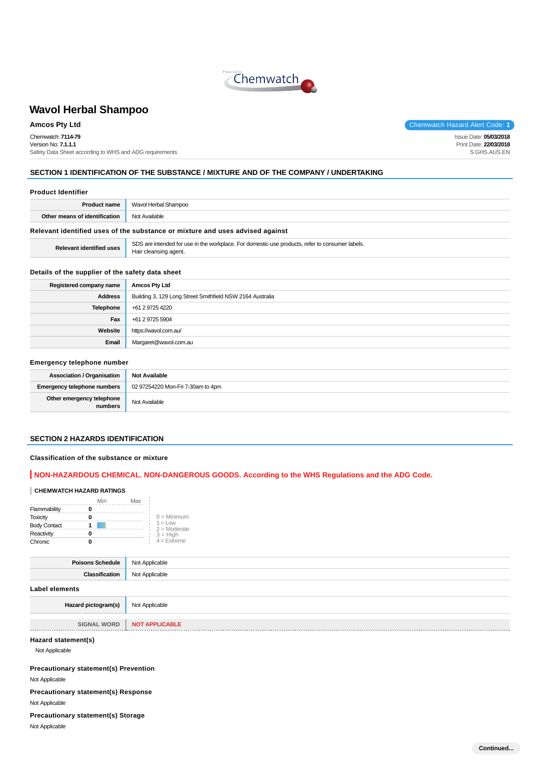# Wavol Herbal Shampoo

**Amcos Pty Ltd**

Chemwatch Hazard Alert Code: **1**

Chemwatch: **7114-79**
Version No: **7.1.1.1**
Safety Data Sheet according to WHS and ADG requirements

Issue Date: **05/03/2018**
Print Date: **22/03/2018**
S.GHS.AUS.EN

## SECTION 1 IDENTIFICATION OF THE SUBSTANCE / MIXTURE AND OF THE COMPANY / UNDERTAKING

### Product Identifier

| | |
|---|---|
| **Product name** | Wavol Herbal Shampoo |
| **Other means of identification** | Not Available |

### Relevant identified uses of the substance or mixture and uses advised against

| | |
|---|---|
| **Relevant identified uses** | SDS are intended for use in the workplace. For domestic-use products, refer to consumer labels.<br>Hair cleansing agent. |

### Details of the supplier of the safety data sheet

| | |
|---|---|
| **Registered company name** | **Amcos Pty Ltd** |
| **Address** | Building 3, 129 Long Street Smithfield NSW 2164 Australia |
| **Telephone** | +61 2 9725 4220 |
| **Fax** | +61 2 9725 5904 |
| **Website** | https://wavol.com.au/ |
| **Email** | Margaret@wavol.com.au |

### Emergency telephone number

| | |
|---|---|
| **Association / Organisation** | **Not Available** |
| **Emergency telephone numbers** | 02 97254220 Mon-Fri 7-30am to 4pm |
| **Other emergency telephone numbers** | Not Available |

## SECTION 2 HAZARDS IDENTIFICATION

### Classification of the substance or mixture

**NON-HAZARDOUS CHEMICAL. NON-DANGEROUS GOODS. According to the WHS Regulations and the ADG Code.**

**CHEMWATCH HAZARD RATINGS**

| | Min | Max |
|---|---|---|
| Flammability | 0 | |
| Toxicity | 0 | |
| Body Contact | 1 | |
| Reactivity | 0 | |
| Chronic | 0 | |

0 = Minimum
1 = Low
2 = Moderate
3 = High
4 = Extreme

| | |
|---|---|
| **Poisons Schedule** | Not Applicable |
| **Classification** | Not Applicable |

### Label elements

| | |
|---|---|
| **Hazard pictogram(s)** | Not Applicable |
| **SIGNAL WORD** | **NOT APPLICABLE** |

### Hazard statement(s)

Not Applicable

### Precautionary statement(s) Prevention

Not Applicable

### Precautionary statement(s) Response

Not Applicable

### Precautionary statement(s) Storage

Not Applicable

Continued...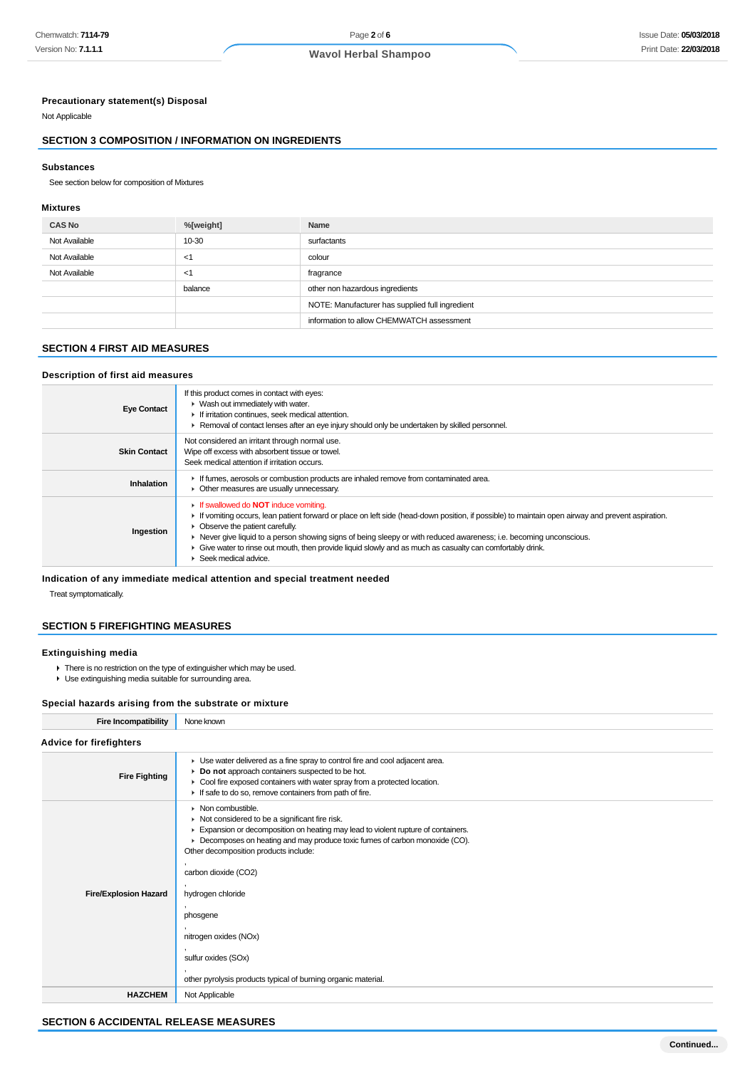### Precautionary statement(s) Disposal

Not Applicable

## SECTION 3 COMPOSITION / INFORMATION ON INGREDIENTS

### Substances

See section below for composition of Mixtures

### Mixtures

| CAS No | %[weight] | Name |
|---|---|---|
| Not Available | 10-30 | surfactants |
| Not Available | <1 | colour |
| Not Available | <1 | fragrance |
| | balance | other non hazardous ingredients |
| | | NOTE: Manufacturer has supplied full ingredient |
| | | information to allow CHEMWATCH assessment |

## SECTION 4 FIRST AID MEASURES

### Description of first aid measures

| | |
|---|---|
| **Eye Contact** | If this product comes in contact with eyes:<br>▸ Wash out immediately with water.<br>▸ If irritation continues, seek medical attention.<br>▸ Removal of contact lenses after an eye injury should only be undertaken by skilled personnel. |
| **Skin Contact** | Not considered an irritant through normal use.<br>Wipe off excess with absorbent tissue or towel.<br>Seek medical attention if irritation occurs. |
| **Inhalation** | ▸ If fumes, aerosols or combustion products are inhaled remove from contaminated area.<br>▸ Other measures are usually unnecessary. |
| **Ingestion** | ▸ If swallowed do **NOT** induce vomiting.<br>▸ If vomiting occurs, lean patient forward or place on left side (head-down position, if possible) to maintain open airway and prevent aspiration.<br>▸ Observe the patient carefully.<br>▸ Never give liquid to a person showing signs of being sleepy or with reduced awareness; i.e. becoming unconscious.<br>▸ Give water to rinse out mouth, then provide liquid slowly and as much as casualty can comfortably drink.<br>▸ Seek medical advice. |

### Indication of any immediate medical attention and special treatment needed

Treat symptomatically.

## SECTION 5 FIREFIGHTING MEASURES

### Extinguishing media

- There is no restriction on the type of extinguisher which may be used.
- Use extinguishing media suitable for surrounding area.

### Special hazards arising from the substrate or mixture

| | |
|---|---|
| **Fire Incompatibility** | None known |

### Advice for firefighters

| | |
|---|---|
| **Fire Fighting** | ▸ Use water delivered as a fine spray to control fire and cool adjacent area.<br>▸ **Do not** approach containers suspected to be hot.<br>▸ Cool fire exposed containers with water spray from a protected location.<br>▸ If safe to do so, remove containers from path of fire. |
| **Fire/Explosion Hazard** | ▸ Non combustible.<br>▸ Not considered to be a significant fire risk.<br>▸ Expansion or decomposition on heating may lead to violent rupture of containers.<br>▸ Decomposes on heating and may produce toxic fumes of carbon monoxide (CO).<br>Other decomposition products include:<br>,<br>carbon dioxide ($CO_2$)<br>,<br>hydrogen chloride<br>,<br>phosgene<br>,<br>nitrogen oxides (NOx)<br>,<br>sulfur oxides (SOx)<br>,<br>other pyrolysis products typical of burning organic material. |
| **HAZCHEM** | Not Applicable |

## SECTION 6 ACCIDENTAL RELEASE MEASURES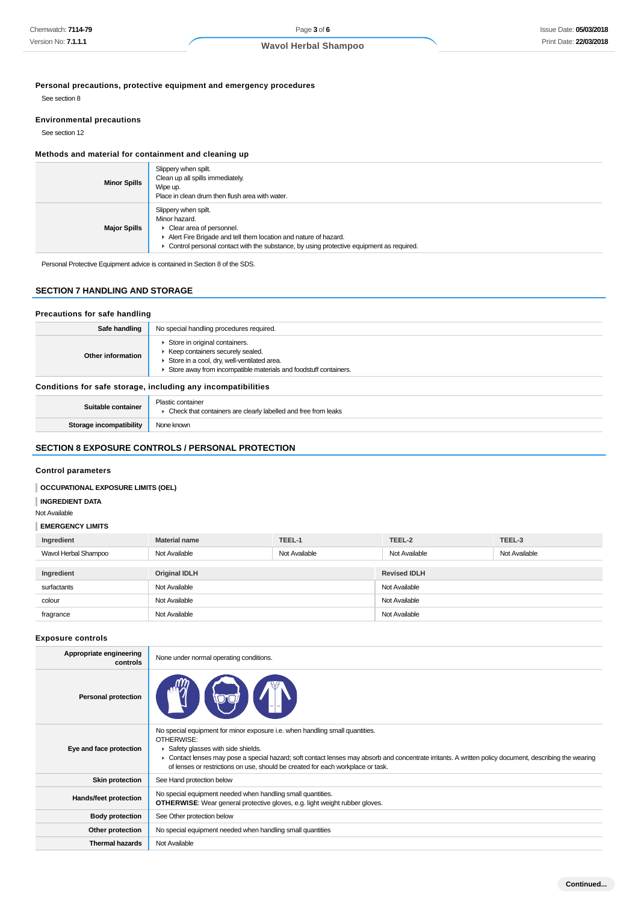### Personal precautions, protective equipment and emergency procedures

See section 8

### Environmental precautions

See section 12

### Methods and material for containment and cleaning up

| | |
|---|---|
| **Minor Spills** | Slippery when spilt.<br>Clean up all spills immediately.<br>Wipe up.<br>Place in clean drum then flush area with water. |
| **Major Spills** | Slippery when spilt.<br>Minor hazard.<br>▸ Clear area of personnel.<br>▸ Alert Fire Brigade and tell them location and nature of hazard.<br>▸ Control personal contact with the substance, by using protective equipment as required. |

Personal Protective Equipment advice is contained in Section 8 of the SDS.

## SECTION 7 HANDLING AND STORAGE

### Precautions for safe handling

| | |
|---|---|
| **Safe handling** | No special handling procedures required. |
| **Other information** | ▸ Store in original containers.<br>▸ Keep containers securely sealed.<br>▸ Store in a cool, dry, well-ventilated area.<br>▸ Store away from incompatible materials and foodstuff containers. |

### Conditions for safe storage, including any incompatibilities

| | |
|---|---|
| **Suitable container** | Plastic container<br>▸ Check that containers are clearly labelled and free from leaks |
| **Storage incompatibility** | None known |

## SECTION 8 EXPOSURE CONTROLS / PERSONAL PROTECTION

### Control parameters

**OCCUPATIONAL EXPOSURE LIMITS (OEL)**

**INGREDIENT DATA**

Not Available

**EMERGENCY LIMITS**

| Ingredient | Material name | TEEL-1 | TEEL-2 | TEEL-3 |
|---|---|---|---|---|
| Wavol Herbal Shampoo | Not Available | Not Available | Not Available | Not Available |

| Ingredient | Original IDLH | Revised IDLH |
|---|---|---|
| surfactants | Not Available | Not Available |
| colour | Not Available | Not Available |
| fragrance | Not Available | Not Available |

### Exposure controls

| | |
|---|---|
| **Appropriate engineering controls** | None under normal operating conditions. |
| **Personal protection** | |
| **Eye and face protection** | No special equipment for minor exposure i.e. when handling small quantities.<br>OTHERWISE:<br>▸ Safety glasses with side shields.<br>▸ Contact lenses may pose a special hazard; soft contact lenses may absorb and concentrate irritants. A written policy document, describing the wearing of lenses or restrictions on use, should be created for each workplace or task. |
| **Skin protection** | See Hand protection below |
| **Hands/feet protection** | No special equipment needed when handling small quantities.<br>**OTHERWISE**: Wear general protective gloves, e.g. light weight rubber gloves. |
| **Body protection** | See Other protection below |
| **Other protection** | No special equipment needed when handling small quantities |
| **Thermal hazards** | Not Available |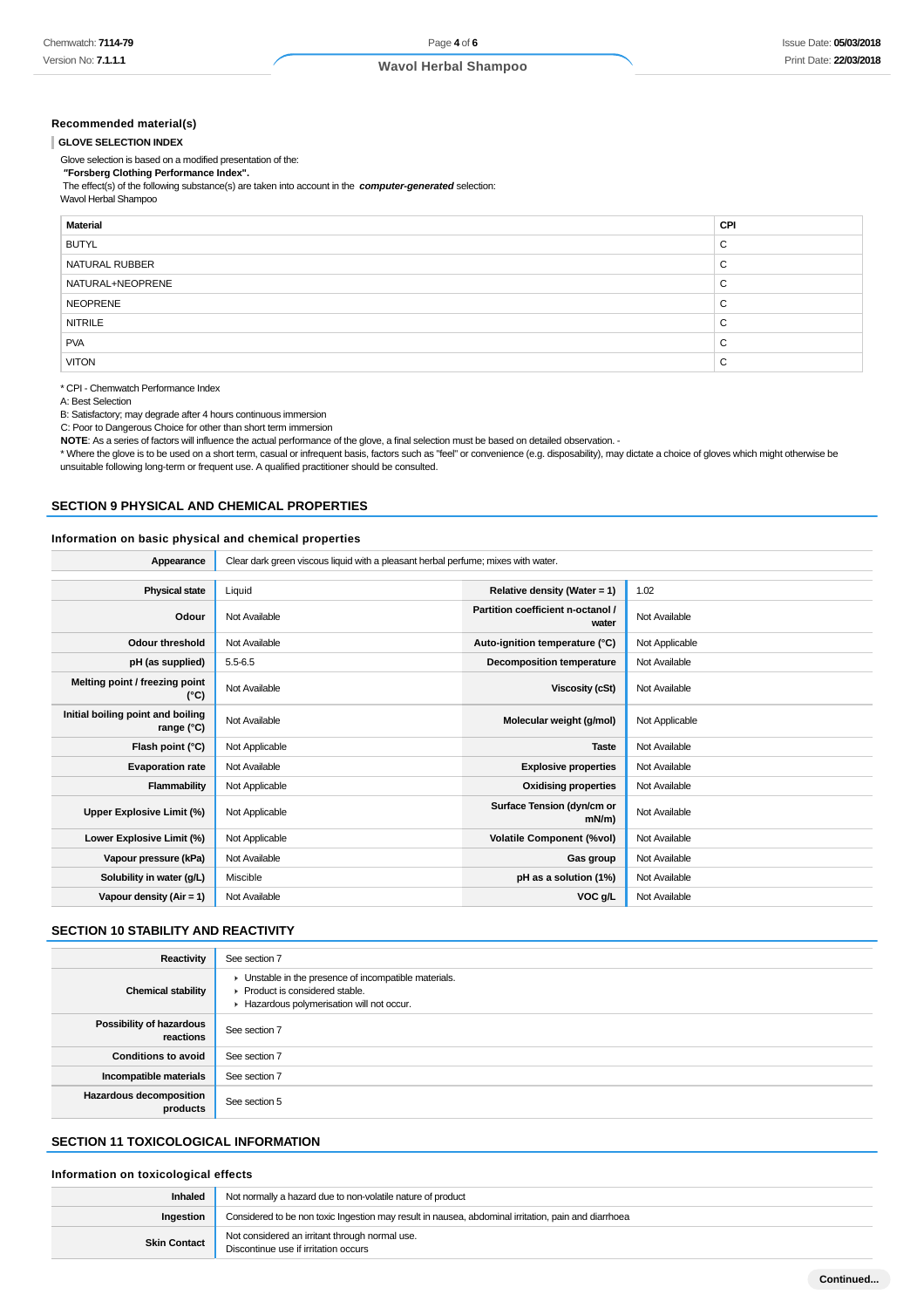### Recommended material(s)

**GLOVE SELECTION INDEX**

Glove selection is based on a modified presentation of the:

**"Forsberg Clothing Performance Index".**

The effect(s) of the following substance(s) are taken into account in the ***computer-generated*** selection:

Wavol Herbal Shampoo

| Material | CPI |
|---|---|
| BUTYL | C |
| NATURAL RUBBER | C |
| NATURAL+NEOPRENE | C |
| NEOPRENE | C |
| NITRILE | C |
| PVA | C |
| VITON | C |

* CPI - Chemwatch Performance Index

A: Best Selection

B: Satisfactory; may degrade after 4 hours continuous immersion

C: Poor to Dangerous Choice for other than short term immersion

**NOTE**: As a series of factors will influence the actual performance of the glove, a final selection must be based on detailed observation. -

* Where the glove is to be used on a short term, casual or infrequent basis, factors such as "feel" or convenience (e.g. disposability), may dictate a choice of gloves which might otherwise be unsuitable following long-term or frequent use. A qualified practitioner should be consulted.

## SECTION 9 PHYSICAL AND CHEMICAL PROPERTIES

### Information on basic physical and chemical properties

| Appearance | Clear dark green viscous liquid with a pleasant herbal perfume; mixes with water. | | |
|---|---|---|---|
| **Physical state** | Liquid | **Relative density (Water = 1)** | 1.02 |
| **Odour** | Not Available | **Partition coefficient n-octanol / water** | Not Available |
| **Odour threshold** | Not Available | **Auto-ignition temperature (°C)** | Not Applicable |
| **pH (as supplied)** | 5.5-6.5 | **Decomposition temperature** | Not Available |
| **Melting point / freezing point (°C)** | Not Available | **Viscosity (cSt)** | Not Available |
| **Initial boiling point and boiling range (°C)** | Not Available | **Molecular weight (g/mol)** | Not Applicable |
| **Flash point (°C)** | Not Applicable | **Taste** | Not Available |
| **Evaporation rate** | Not Available | **Explosive properties** | Not Available |
| **Flammability** | Not Applicable | **Oxidising properties** | Not Available |
| **Upper Explosive Limit (%)** | Not Applicable | **Surface Tension (dyn/cm or mN/m)** | Not Available |
| **Lower Explosive Limit (%)** | Not Applicable | **Volatile Component (%vol)** | Not Available |
| **Vapour pressure (kPa)** | Not Available | **Gas group** | Not Available |
| **Solubility in water (g/L)** | Miscible | **pH as a solution (1%)** | Not Available |
| **Vapour density (Air = 1)** | Not Available | **VOC g/L** | Not Available |

## SECTION 10 STABILITY AND REACTIVITY

| Reactivity | See section 7 |
|---|---|
| **Chemical stability** | Unstable in the presence of incompatible materials.<br>Product is considered stable.<br>Hazardous polymerisation will not occur. |
| **Possibility of hazardous reactions** | See section 7 |
| **Conditions to avoid** | See section 7 |
| **Incompatible materials** | See section 7 |
| **Hazardous decomposition products** | See section 5 |

## SECTION 11 TOXICOLOGICAL INFORMATION

### Information on toxicological effects

| Inhaled | Not normally a hazard due to non-volatile nature of product |
|---|---|
| **Ingestion** | Considered to be non toxic Ingestion may result in nausea, abdominal irritation, pain and diarrhoea |
| **Skin Contact** | Not considered an irritant through normal use.<br>Discontinue use if irritation occurs |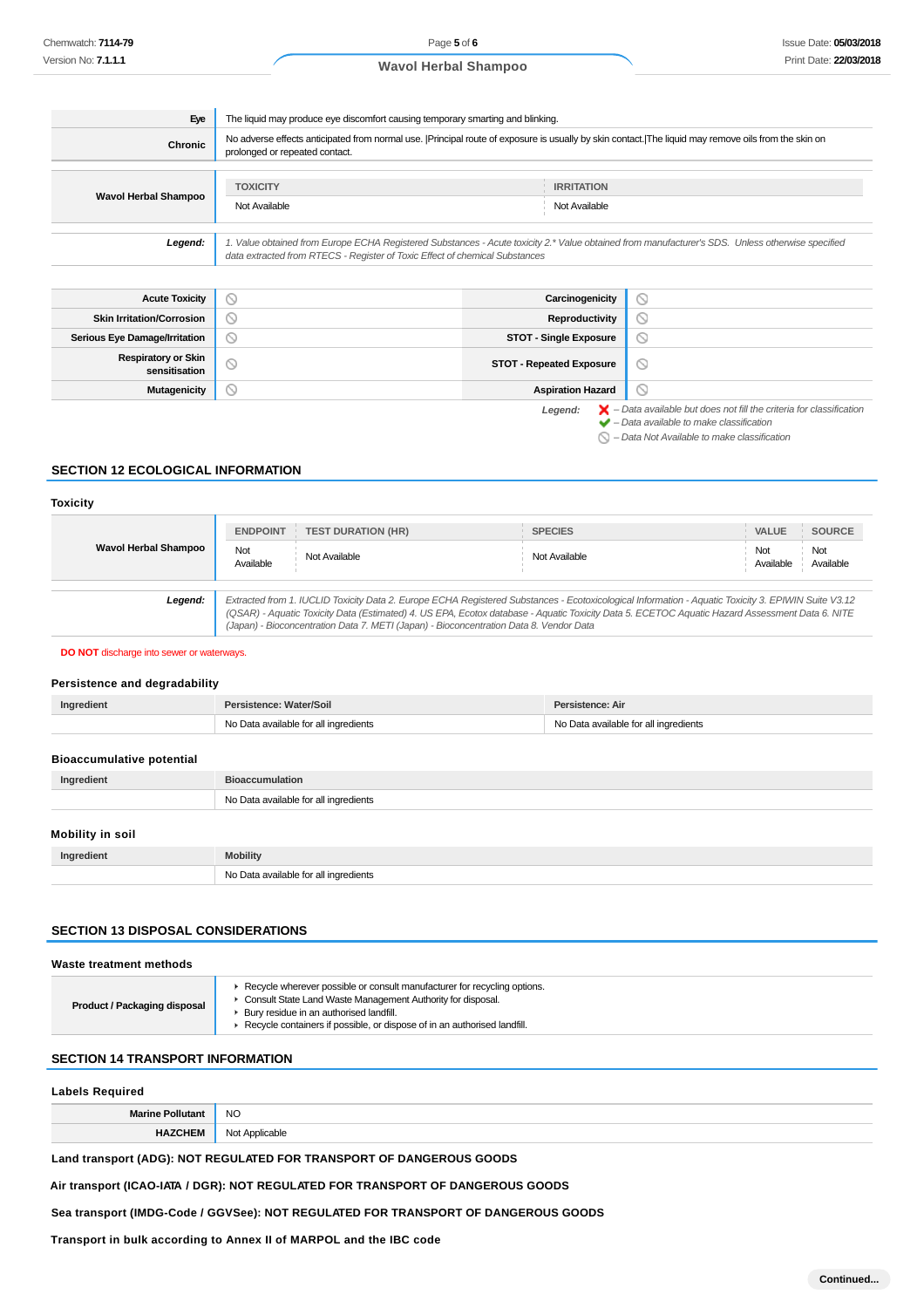| | |
|---|---|
| **Eye** | The liquid may produce eye discomfort causing temporary smarting and blinking. |
| **Chronic** | No adverse effects anticipated from normal use. \|Principal route of exposure is usually by skin contact.\|The liquid may remove oils from the skin on prolonged or repeated contact. |

| | TOXICITY | IRRITATION |
|---|---|---|
| **Wavol Herbal Shampoo** | Not Available | Not Available |

| | |
|---|---|
| ***Legend:*** | *1. Value obtained from Europe ECHA Registered Substances - Acute toxicity 2.\* Value obtained from manufacturer's SDS. Unless otherwise specified data extracted from RTECS - Register of Toxic Effect of chemical Substances* |

| | | | |
|---|---|---|---|
| **Acute Toxicity** | ⃠ | **Carcinogenicity** | ⃠ |
| **Skin Irritation/Corrosion** | ⃠ | **Reproductivity** | ⃠ |
| **Serious Eye Damage/Irritation** | ⃠ | **STOT - Single Exposure** | ⃠ |
| **Respiratory or Skin sensitisation** | ⃠ | **STOT - Repeated Exposure** | ⃠ |
| **Mutagenicity** | ⃠ | **Aspiration Hazard** | ⃠ |

***Legend:***
- ✘ *– Data available but does not fill the criteria for classification*
- ✔ *– Data available to make classification*
- ⃠ *– Data Not Available to make classification*

## SECTION 12 ECOLOGICAL INFORMATION

### Toxicity

| | ENDPOINT | TEST DURATION (HR) | SPECIES | VALUE | SOURCE |
|---|---|---|---|---|---|
| **Wavol Herbal Shampoo** | Not Available | Not Available | Not Available | Not Available | Not Available |

| | |
|---|---|
| ***Legend:*** | *Extracted from 1. IUCLID Toxicity Data 2. Europe ECHA Registered Substances - Ecotoxicological Information - Aquatic Toxicity 3. EPIWIN Suite V3.12 (QSAR) - Aquatic Toxicity Data (Estimated) 4. US EPA, Ecotox database - Aquatic Toxicity Data 5. ECETOC Aquatic Hazard Assessment Data 6. NITE (Japan) - Bioconcentration Data 7. METI (Japan) - Bioconcentration Data 8. Vendor Data* |

**DO NOT** discharge into sewer or waterways.

### Persistence and degradability

| Ingredient | Persistence: Water/Soil | Persistence: Air |
|---|---|---|
| | No Data available for all ingredients | No Data available for all ingredients |

### Bioaccumulative potential

| Ingredient | Bioaccumulation |
|---|---|
| | No Data available for all ingredients |

### Mobility in soil

| Ingredient | Mobility |
|---|---|
| | No Data available for all ingredients |

## SECTION 13 DISPOSAL CONSIDERATIONS

### Waste treatment methods

| | |
|---|---|
| **Product / Packaging disposal** | ▸ Recycle wherever possible or consult manufacturer for recycling options.<br>▸ Consult State Land Waste Management Authority for disposal.<br>▸ Bury residue in an authorised landfill.<br>▸ Recycle containers if possible, or dispose of in an authorised landfill. |

## SECTION 14 TRANSPORT INFORMATION

### Labels Required

| | |
|---|---|
| **Marine Pollutant** | NO |
| **HAZCHEM** | Not Applicable |

**Land transport (ADG): NOT REGULATED FOR TRANSPORT OF DANGEROUS GOODS**

**Air transport (ICAO-IATA / DGR): NOT REGULATED FOR TRANSPORT OF DANGEROUS GOODS**

**Sea transport (IMDG-Code / GGVSee): NOT REGULATED FOR TRANSPORT OF DANGEROUS GOODS**

**Transport in bulk according to Annex II of MARPOL and the IBC code**

**Continued...**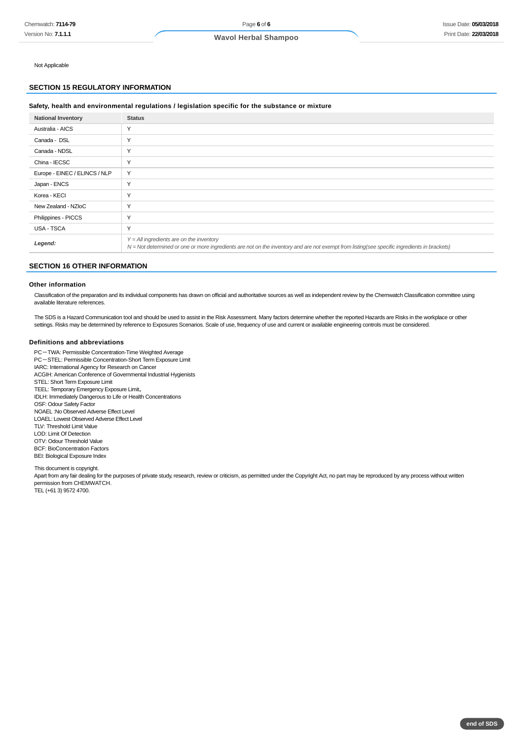Not Applicable

## SECTION 15 REGULATORY INFORMATION

### Safety, health and environmental regulations / legislation specific for the substance or mixture

| National Inventory | Status |
|---|---|
| Australia - AICS | Y |
| Canada - DSL | Y |
| Canada - NDSL | Y |
| China - IECSC | Y |
| Europe - EINEC / ELINCS / NLP | Y |
| Japan - ENCS | Y |
| Korea - KECI | Y |
| New Zealand - NZIoC | Y |
| Philippines - PICCS | Y |
| USA - TSCA | Y |
| ***Legend:*** | *Y = All ingredients are on the inventory*<br>*N = Not determined or one or more ingredients are not on the inventory and are not exempt from listing(see specific ingredients in brackets)* |

## SECTION 16 OTHER INFORMATION

### Other information

Classification of the preparation and its individual components has drawn on official and authoritative sources as well as independent review by the Chemwatch Classification committee using available literature references.

The SDS is a Hazard Communication tool and should be used to assist in the Risk Assessment. Many factors determine whether the reported Hazards are Risks in the workplace or other settings. Risks may be determined by reference to Exposures Scenarios. Scale of use, frequency of use and current or available engineering controls must be considered.

### Definitions and abbreviations

PC－TWA: Permissible Concentration-Time Weighted Average
PC－STEL: Permissible Concentration-Short Term Exposure Limit
IARC: International Agency for Research on Cancer
ACGIH: American Conference of Governmental Industrial Hygienists
STEL: Short Term Exposure Limit
TEEL: Temporary Emergency Exposure Limit。
IDLH: Immediately Dangerous to Life or Health Concentrations
OSF: Odour Safety Factor
NOAEL :No Observed Adverse Effect Level
LOAEL: Lowest Observed Adverse Effect Level
TLV: Threshold Limit Value
LOD: Limit Of Detection
OTV: Odour Threshold Value
BCF: BioConcentration Factors
BEI: Biological Exposure Index

This document is copyright.
Apart from any fair dealing for the purposes of private study, research, review or criticism, as permitted under the Copyright Act, no part may be reproduced by any process without written permission from CHEMWATCH.
TEL (+61 3) 9572 4700.

**end of SDS**